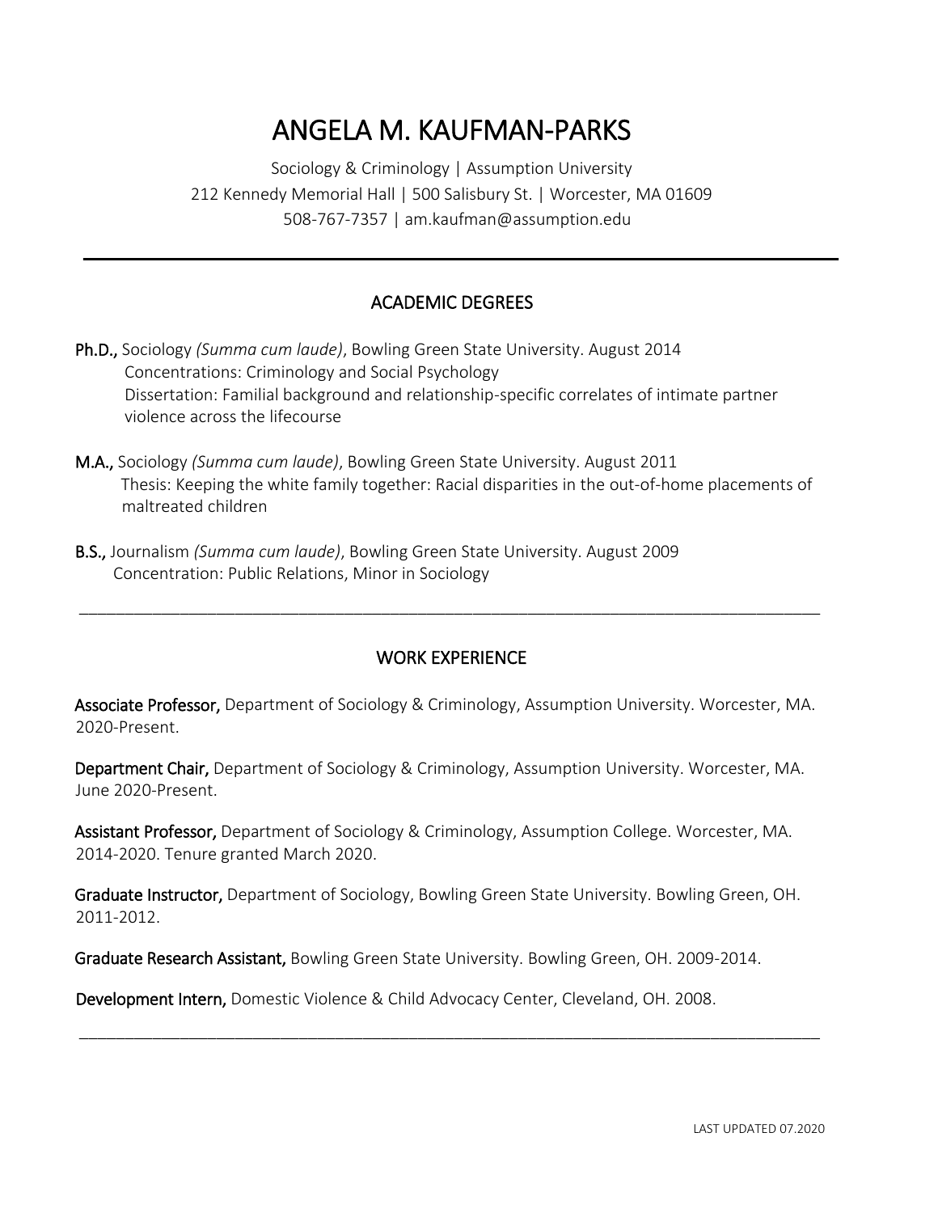# ANGELA M. KAUFMAN-PARKS

Sociology & Criminology | Assumption University
212 Kennedy Memorial Hall | 500 Salisbury St. | Worcester, MA 01609
508-767-7357 | am.kaufman@assumption.edu

---

## ACADEMIC DEGREES

**Ph.D.,** Sociology *(Summa cum laude)*, Bowling Green State University. August 2014
Concentrations: Criminology and Social Psychology
Dissertation: Familial background and relationship-specific correlates of intimate partner violence across the lifecourse

**M.A.,** Sociology *(Summa cum laude)*, Bowling Green State University. August 2011
Thesis: Keeping the white family together: Racial disparities in the out-of-home placements of maltreated children

**B.S.,** Journalism *(Summa cum laude)*, Bowling Green State University. August 2009
Concentration: Public Relations, Minor in Sociology

---

## WORK EXPERIENCE

**Associate Professor,** Department of Sociology & Criminology, Assumption University. Worcester, MA. 2020-Present.

**Department Chair,** Department of Sociology & Criminology, Assumption University. Worcester, MA. June 2020-Present.

**Assistant Professor,** Department of Sociology & Criminology, Assumption College. Worcester, MA. 2014-2020. Tenure granted March 2020.

**Graduate Instructor,** Department of Sociology, Bowling Green State University. Bowling Green, OH. 2011-2012.

**Graduate Research Assistant,** Bowling Green State University. Bowling Green, OH. 2009-2014.

**Development Intern,** Domestic Violence & Child Advocacy Center, Cleveland, OH. 2008.

---

LAST UPDATED 07.2020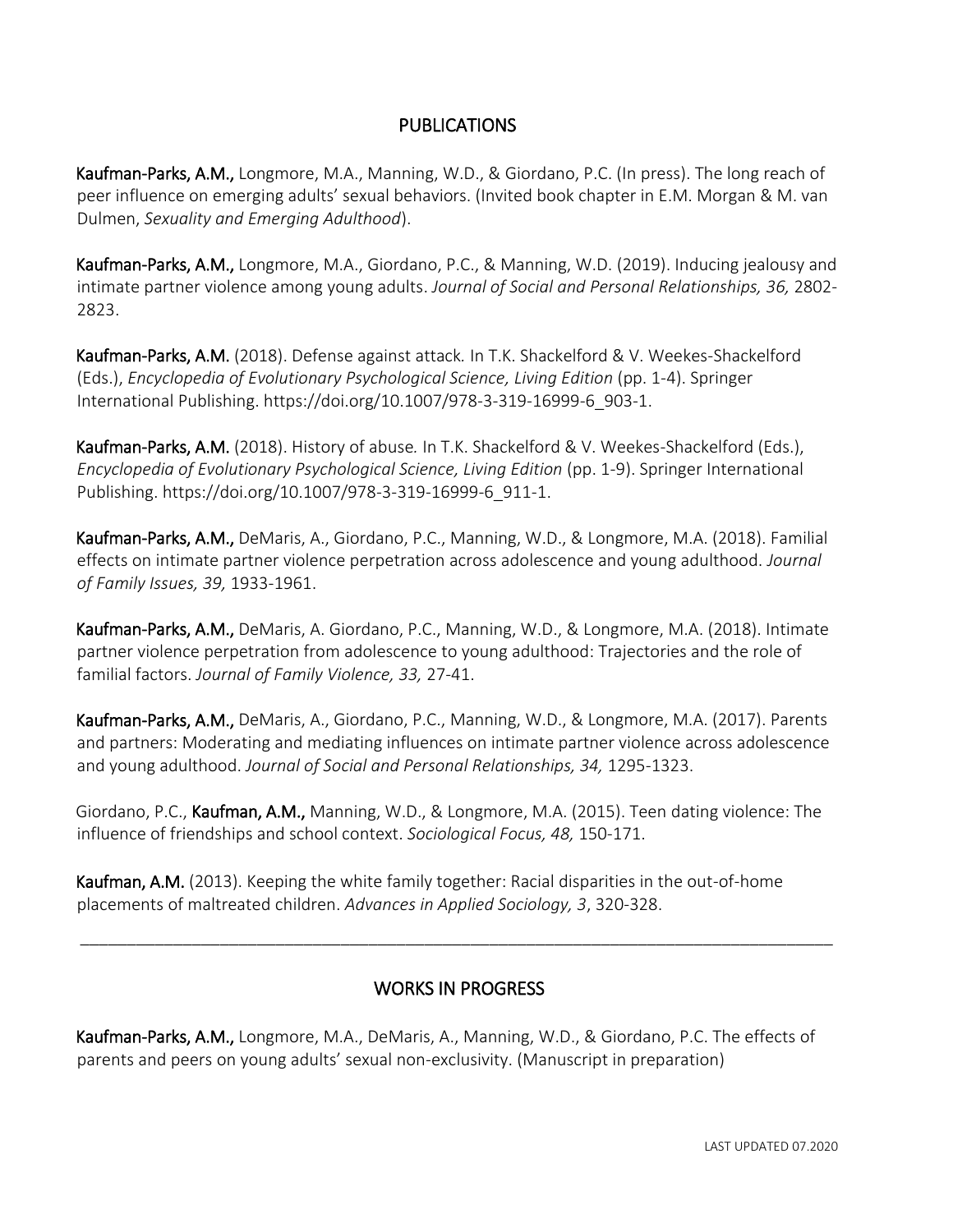## PUBLICATIONS

**Kaufman-Parks, A.M.,** Longmore, M.A., Manning, W.D., & Giordano, P.C. (In press). The long reach of peer influence on emerging adults' sexual behaviors. (Invited book chapter in E.M. Morgan & M. van Dulmen, *Sexuality and Emerging Adulthood*).

**Kaufman-Parks, A.M.,** Longmore, M.A., Giordano, P.C., & Manning, W.D. (2019). Inducing jealousy and intimate partner violence among young adults. *Journal of Social and Personal Relationships, 36,* 2802-2823.

**Kaufman-Parks, A.M.** (2018). Defense against attack. In T.K. Shackelford & V. Weekes-Shackelford (Eds.), *Encyclopedia of Evolutionary Psychological Science, Living Edition* (pp. 1-4). Springer International Publishing. https://doi.org/10.1007/978-3-319-16999-6_903-1.

**Kaufman-Parks, A.M.** (2018). History of abuse. In T.K. Shackelford & V. Weekes-Shackelford (Eds.), *Encyclopedia of Evolutionary Psychological Science, Living Edition* (pp. 1-9). Springer International Publishing. https://doi.org/10.1007/978-3-319-16999-6_911-1.

**Kaufman-Parks, A.M.,** DeMaris, A., Giordano, P.C., Manning, W.D., & Longmore, M.A. (2018). Familial effects on intimate partner violence perpetration across adolescence and young adulthood. *Journal of Family Issues, 39,* 1933-1961.

**Kaufman-Parks, A.M.,** DeMaris, A. Giordano, P.C., Manning, W.D., & Longmore, M.A. (2018). Intimate partner violence perpetration from adolescence to young adulthood: Trajectories and the role of familial factors. *Journal of Family Violence, 33,* 27-41.

**Kaufman-Parks, A.M.,** DeMaris, A., Giordano, P.C., Manning, W.D., & Longmore, M.A. (2017). Parents and partners: Moderating and mediating influences on intimate partner violence across adolescence and young adulthood. *Journal of Social and Personal Relationships, 34,* 1295-1323.

Giordano, P.C., **Kaufman, A.M.,** Manning, W.D., & Longmore, M.A. (2015). Teen dating violence: The influence of friendships and school context. *Sociological Focus, 48,* 150-171.

**Kaufman, A.M.** (2013). Keeping the white family together: Racial disparities in the out-of-home placements of maltreated children. *Advances in Applied Sociology, 3*, 320-328.

---

## WORKS IN PROGRESS

**Kaufman-Parks, A.M.,** Longmore, M.A., DeMaris, A., Manning, W.D., & Giordano, P.C. The effects of parents and peers on young adults' sexual non-exclusivity. (Manuscript in preparation)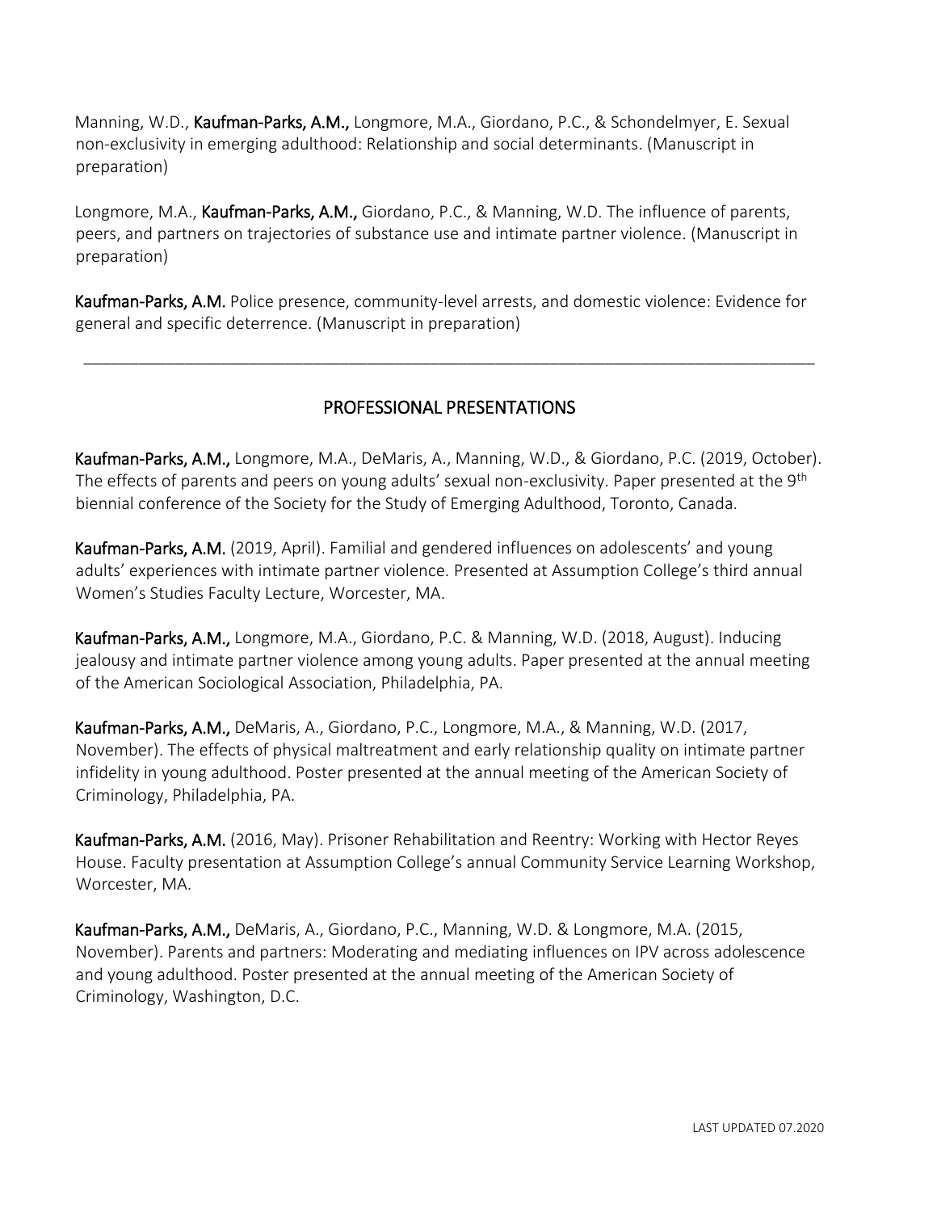Manning, W.D., **Kaufman-Parks, A.M.,** Longmore, M.A., Giordano, P.C., & Schondelmyer, E. Sexual non-exclusivity in emerging adulthood: Relationship and social determinants. (Manuscript in preparation)

Longmore, M.A., **Kaufman-Parks, A.M.,** Giordano, P.C., & Manning, W.D. The influence of parents, peers, and partners on trajectories of substance use and intimate partner violence. (Manuscript in preparation)

**Kaufman-Parks, A.M.** Police presence, community-level arrests, and domestic violence: Evidence for general and specific deterrence. (Manuscript in preparation)

---

## PROFESSIONAL PRESENTATIONS

**Kaufman-Parks, A.M.,** Longmore, M.A., DeMaris, A., Manning, W.D., & Giordano, P.C. (2019, October). The effects of parents and peers on young adults' sexual non-exclusivity. Paper presented at the 9th biennial conference of the Society for the Study of Emerging Adulthood, Toronto, Canada.

**Kaufman-Parks, A.M.** (2019, April). Familial and gendered influences on adolescents' and young adults' experiences with intimate partner violence. Presented at Assumption College's third annual Women's Studies Faculty Lecture, Worcester, MA.

**Kaufman-Parks, A.M.,** Longmore, M.A., Giordano, P.C. & Manning, W.D. (2018, August). Inducing jealousy and intimate partner violence among young adults. Paper presented at the annual meeting of the American Sociological Association, Philadelphia, PA.

**Kaufman-Parks, A.M.,** DeMaris, A., Giordano, P.C., Longmore, M.A., & Manning, W.D. (2017, November). The effects of physical maltreatment and early relationship quality on intimate partner infidelity in young adulthood. Poster presented at the annual meeting of the American Society of Criminology, Philadelphia, PA.

**Kaufman-Parks, A.M.** (2016, May). Prisoner Rehabilitation and Reentry: Working with Hector Reyes House. Faculty presentation at Assumption College's annual Community Service Learning Workshop, Worcester, MA.

**Kaufman-Parks, A.M.,** DeMaris, A., Giordano, P.C., Manning, W.D. & Longmore, M.A. (2015, November). Parents and partners: Moderating and mediating influences on IPV across adolescence and young adulthood. Poster presented at the annual meeting of the American Society of Criminology, Washington, D.C.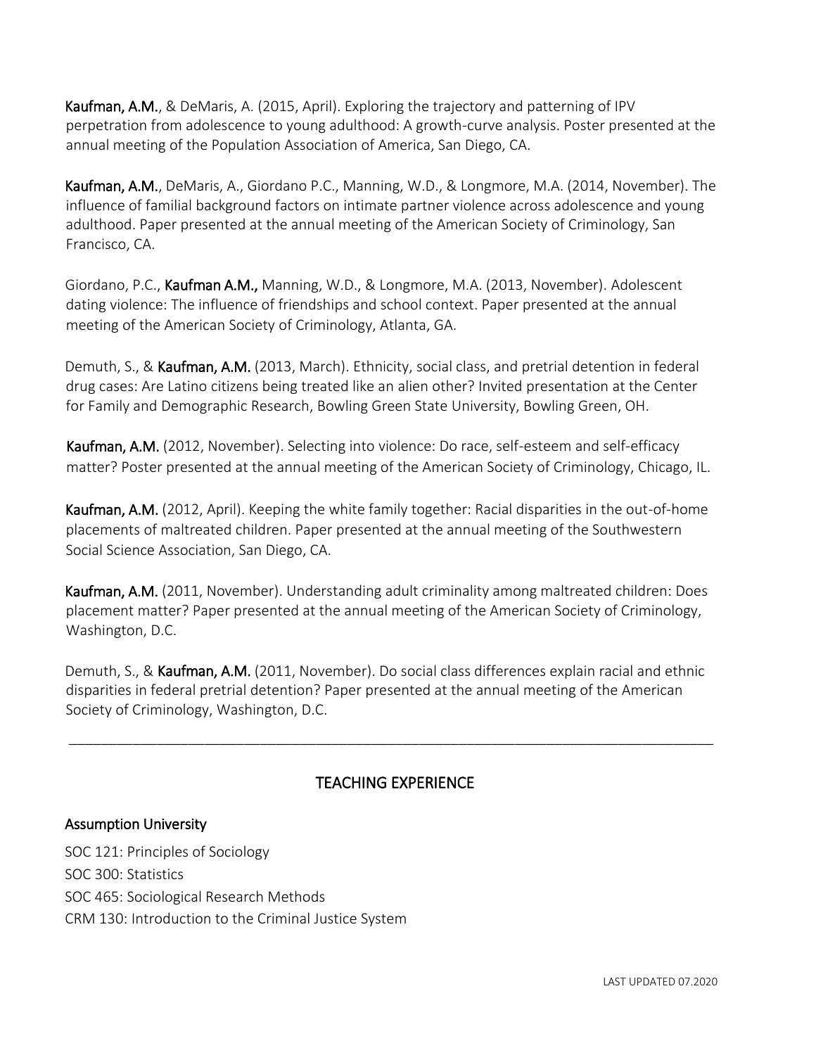**Kaufman, A.M.**, & DeMaris, A. (2015, April). Exploring the trajectory and patterning of IPV perpetration from adolescence to young adulthood: A growth-curve analysis. Poster presented at the annual meeting of the Population Association of America, San Diego, CA.

**Kaufman, A.M.**, DeMaris, A., Giordano P.C., Manning, W.D., & Longmore, M.A. (2014, November). The influence of familial background factors on intimate partner violence across adolescence and young adulthood. Paper presented at the annual meeting of the American Society of Criminology, San Francisco, CA.

Giordano, P.C., **Kaufman A.M.,** Manning, W.D., & Longmore, M.A. (2013, November). Adolescent dating violence: The influence of friendships and school context. Paper presented at the annual meeting of the American Society of Criminology, Atlanta, GA.

Demuth, S., & **Kaufman, A.M.** (2013, March). Ethnicity, social class, and pretrial detention in federal drug cases: Are Latino citizens being treated like an alien other? Invited presentation at the Center for Family and Demographic Research, Bowling Green State University, Bowling Green, OH.

**Kaufman, A.M.** (2012, November). Selecting into violence: Do race, self-esteem and self-efficacy matter? Poster presented at the annual meeting of the American Society of Criminology, Chicago, IL.

**Kaufman, A.M.** (2012, April). Keeping the white family together: Racial disparities in the out-of-home placements of maltreated children. Paper presented at the annual meeting of the Southwestern Social Science Association, San Diego, CA.

**Kaufman, A.M.** (2011, November). Understanding adult criminality among maltreated children: Does placement matter? Paper presented at the annual meeting of the American Society of Criminology, Washington, D.C.

Demuth, S., & **Kaufman, A.M.** (2011, November). Do social class differences explain racial and ethnic disparities in federal pretrial detention? Paper presented at the annual meeting of the American Society of Criminology, Washington, D.C.

---

## TEACHING EXPERIENCE

### Assumption University

SOC 121: Principles of Sociology
SOC 300: Statistics
SOC 465: Sociological Research Methods
CRM 130: Introduction to the Criminal Justice System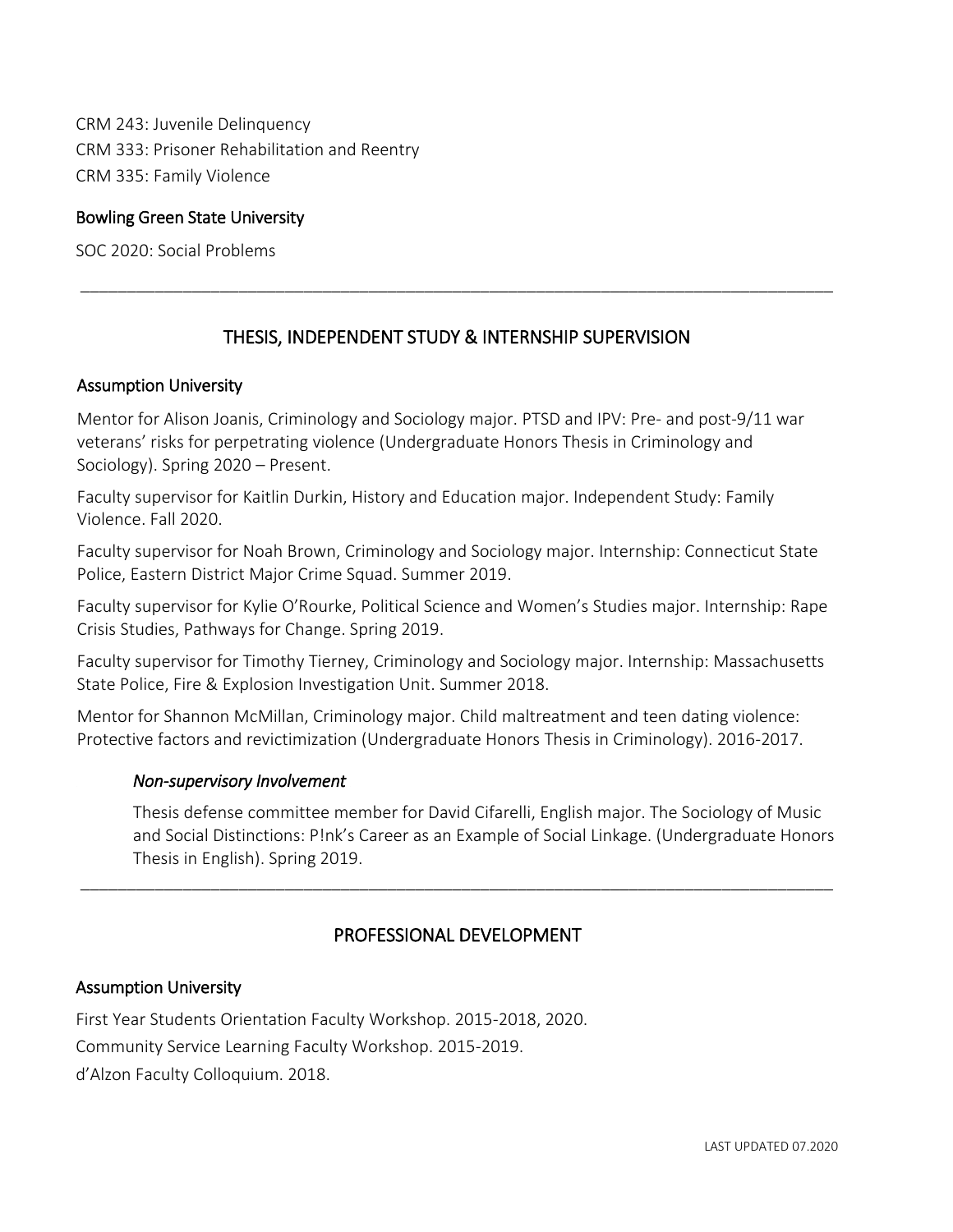CRM 243: Juvenile Delinquency
CRM 333: Prisoner Rehabilitation and Reentry
CRM 335: Family Violence

### Bowling Green State University

SOC 2020: Social Problems

---

## THESIS, INDEPENDENT STUDY & INTERNSHIP SUPERVISION

### Assumption University

Mentor for Alison Joanis, Criminology and Sociology major. PTSD and IPV: Pre- and post-9/11 war veterans' risks for perpetrating violence (Undergraduate Honors Thesis in Criminology and Sociology). Spring 2020 – Present.

Faculty supervisor for Kaitlin Durkin, History and Education major. Independent Study: Family Violence. Fall 2020.

Faculty supervisor for Noah Brown, Criminology and Sociology major. Internship: Connecticut State Police, Eastern District Major Crime Squad. Summer 2019.

Faculty supervisor for Kylie O'Rourke, Political Science and Women's Studies major. Internship: Rape Crisis Studies, Pathways for Change. Spring 2019.

Faculty supervisor for Timothy Tierney, Criminology and Sociology major. Internship: Massachusetts State Police, Fire & Explosion Investigation Unit. Summer 2018.

Mentor for Shannon McMillan, Criminology major. Child maltreatment and teen dating violence: Protective factors and revictimization (Undergraduate Honors Thesis in Criminology). 2016-2017.

#### *Non-supervisory Involvement*

Thesis defense committee member for David Cifarelli, English major. The Sociology of Music and Social Distinctions: P!nk's Career as an Example of Social Linkage. (Undergraduate Honors Thesis in English). Spring 2019.

---

## PROFESSIONAL DEVELOPMENT

### Assumption University

First Year Students Orientation Faculty Workshop. 2015-2018, 2020.
Community Service Learning Faculty Workshop. 2015-2019.
d'Alzon Faculty Colloquium. 2018.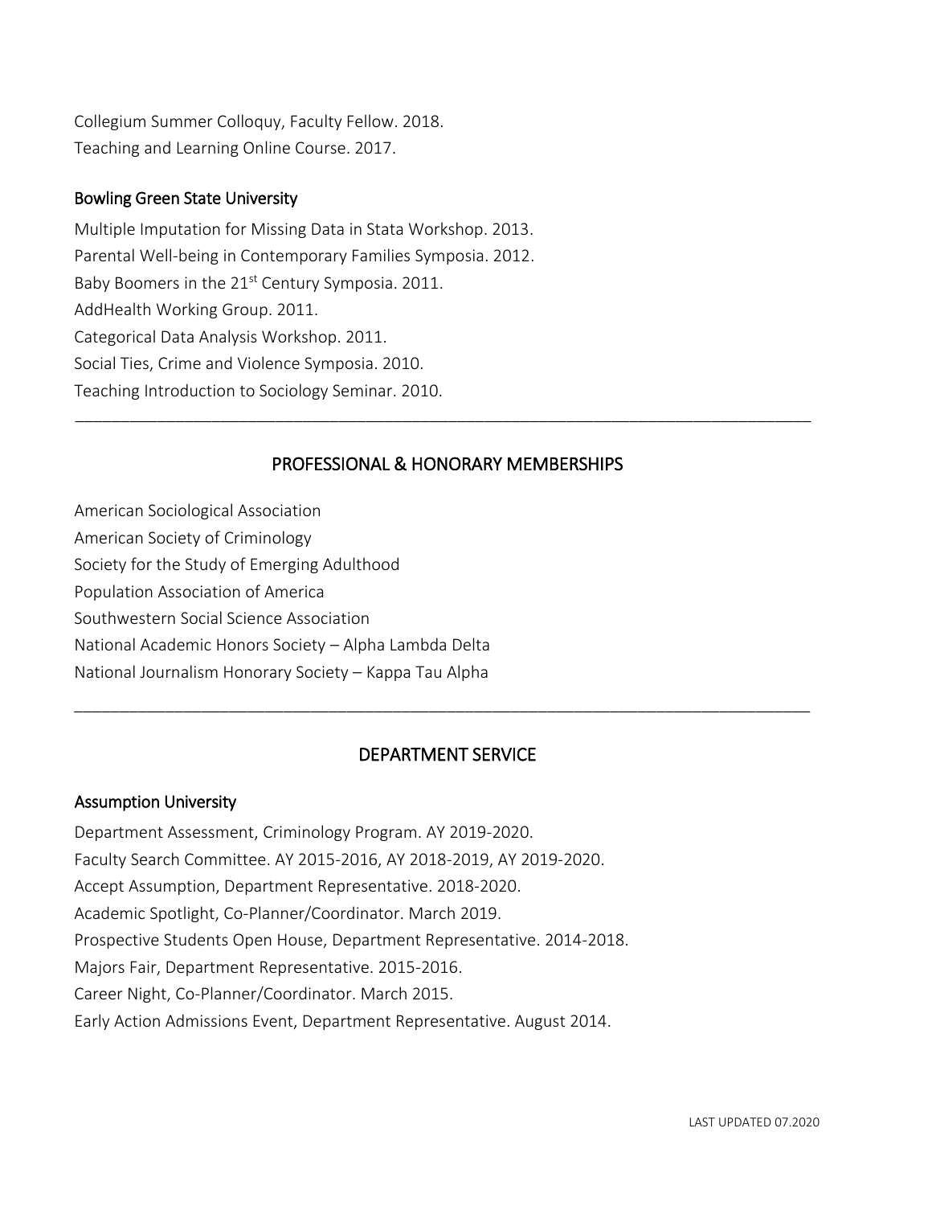Collegium Summer Colloquy, Faculty Fellow. 2018.
Teaching and Learning Online Course. 2017.

### Bowling Green State University

Multiple Imputation for Missing Data in Stata Workshop. 2013.
Parental Well-being in Contemporary Families Symposia. 2012.
Baby Boomers in the 21st Century Symposia. 2011.
AddHealth Working Group. 2011.
Categorical Data Analysis Workshop. 2011.
Social Ties, Crime and Violence Symposia. 2010.
Teaching Introduction to Sociology Seminar. 2010.

---

## PROFESSIONAL & HONORARY MEMBERSHIPS

American Sociological Association
American Society of Criminology
Society for the Study of Emerging Adulthood
Population Association of America
Southwestern Social Science Association
National Academic Honors Society – Alpha Lambda Delta
National Journalism Honorary Society – Kappa Tau Alpha

---

## DEPARTMENT SERVICE

### Assumption University

Department Assessment, Criminology Program. AY 2019-2020.
Faculty Search Committee. AY 2015-2016, AY 2018-2019, AY 2019-2020.
Accept Assumption, Department Representative. 2018-2020.
Academic Spotlight, Co-Planner/Coordinator. March 2019.
Prospective Students Open House, Department Representative. 2014-2018.
Majors Fair, Department Representative. 2015-2016.
Career Night, Co-Planner/Coordinator. March 2015.
Early Action Admissions Event, Department Representative. August 2014.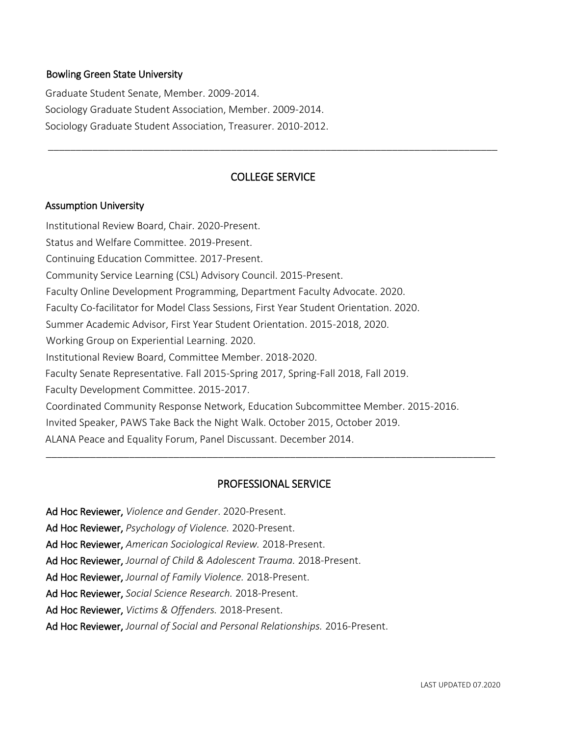### Bowling Green State University

Graduate Student Senate, Member. 2009-2014.
Sociology Graduate Student Association, Member. 2009-2014.
Sociology Graduate Student Association, Treasurer. 2010-2012.

---

## COLLEGE SERVICE

### Assumption University

Institutional Review Board, Chair. 2020-Present.
Status and Welfare Committee. 2019-Present.
Continuing Education Committee. 2017-Present.
Community Service Learning (CSL) Advisory Council. 2015-Present.
Faculty Online Development Programming, Department Faculty Advocate. 2020.
Faculty Co-facilitator for Model Class Sessions, First Year Student Orientation. 2020.
Summer Academic Advisor, First Year Student Orientation. 2015-2018, 2020.
Working Group on Experiential Learning. 2020.
Institutional Review Board, Committee Member. 2018-2020.
Faculty Senate Representative. Fall 2015-Spring 2017, Spring-Fall 2018, Fall 2019.
Faculty Development Committee. 2015-2017.
Coordinated Community Response Network, Education Subcommittee Member. 2015-2016.
Invited Speaker, PAWS Take Back the Night Walk. October 2015, October 2019.
ALANA Peace and Equality Forum, Panel Discussant. December 2014.

---

## PROFESSIONAL SERVICE

Ad Hoc Reviewer, *Violence and Gender*. 2020-Present.
Ad Hoc Reviewer, *Psychology of Violence.* 2020-Present.
Ad Hoc Reviewer, *American Sociological Review.* 2018-Present.
Ad Hoc Reviewer, *Journal of Child & Adolescent Trauma.* 2018-Present.
Ad Hoc Reviewer, *Journal of Family Violence.* 2018-Present.
Ad Hoc Reviewer, *Social Science Research.* 2018-Present.
Ad Hoc Reviewer, *Victims & Offenders.* 2018-Present.
Ad Hoc Reviewer, *Journal of Social and Personal Relationships.* 2016-Present.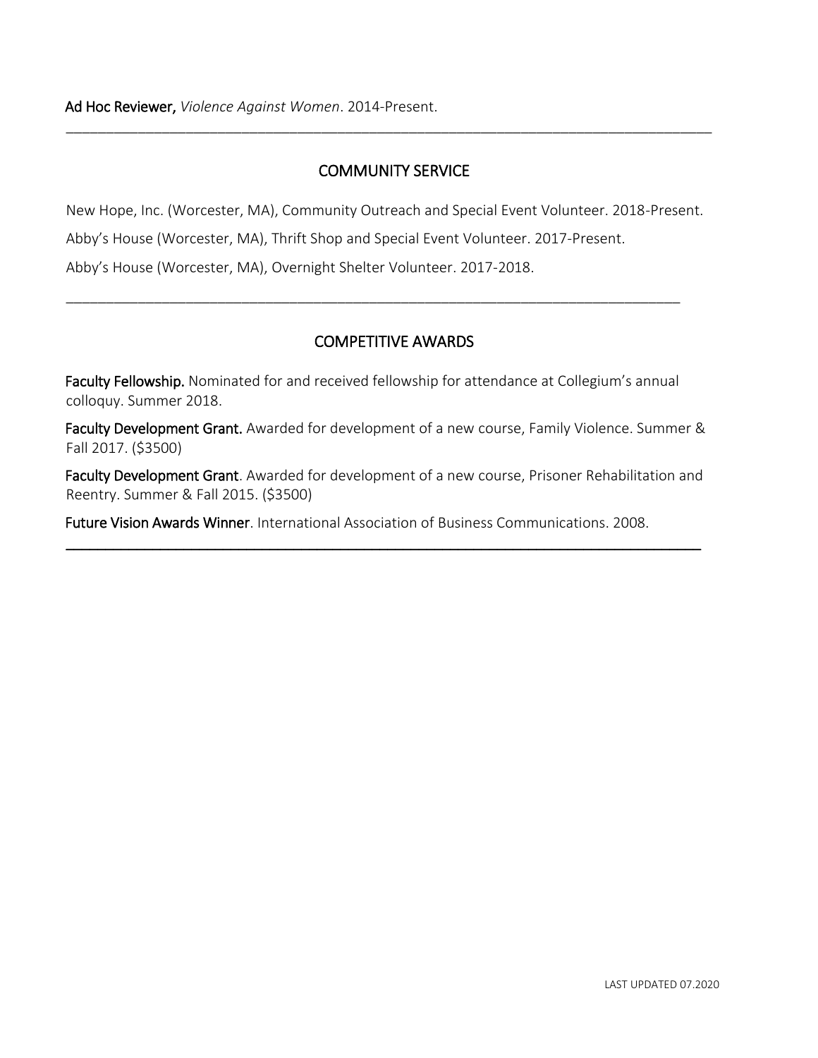**Ad Hoc Reviewer,** *Violence Against Women*. 2014-Present.

---

## COMMUNITY SERVICE

New Hope, Inc. (Worcester, MA), Community Outreach and Special Event Volunteer. 2018-Present.

Abby's House (Worcester, MA), Thrift Shop and Special Event Volunteer. 2017-Present.

Abby's House (Worcester, MA), Overnight Shelter Volunteer. 2017-2018.

---

## COMPETITIVE AWARDS

**Faculty Fellowship.** Nominated for and received fellowship for attendance at Collegium's annual colloquy. Summer 2018.

**Faculty Development Grant.** Awarded for development of a new course, Family Violence. Summer & Fall 2017. ($3500)

**Faculty Development Grant**. Awarded for development of a new course, Prisoner Rehabilitation and Reentry. Summer & Fall 2015. ($3500)

**Future Vision Awards Winner**. International Association of Business Communications. 2008.

---

LAST UPDATED 07.2020